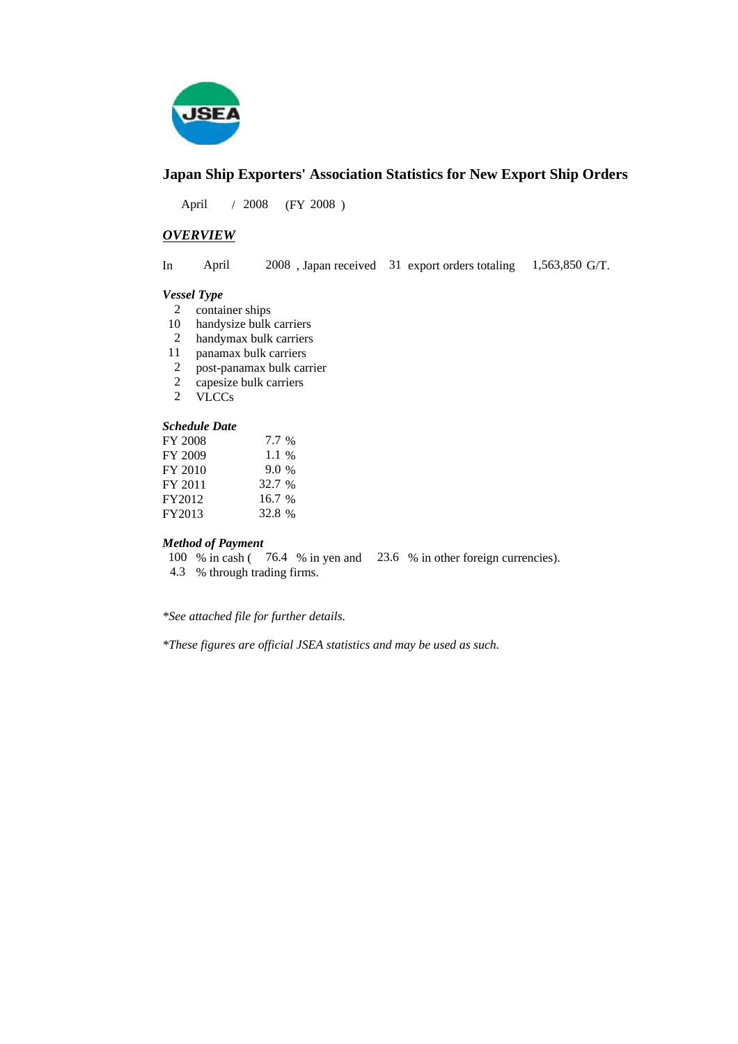# Japan Ship Exporters' Association Statistics for New Export Ship Orders

April / 2008 (FY 2008 )

## *OVERVIEW*

In April 2008 , Japan received 31 export orders totaling 1,563,850 G/T.

### *Vessel Type*

- 2 container ships
- 10 handysize bulk carriers
- 2 handymax bulk carriers
- 11 panamax bulk carriers
- 2 post-panamax bulk carrier
- 2 capesize bulk carriers
- 2 VLCCs

### *Schedule Date*

| | |
|---|---|
| FY 2008 | 7.7 % |
| FY 2009 | 1.1 % |
| FY 2010 | 9.0 % |
| FY 2011 | 32.7 % |
| FY2012 | 16.7 % |
| FY2013 | 32.8 % |

### *Method of Payment*

100 % in cash ( 76.4 % in yen and 23.6 % in other foreign currencies).
4.3 % through trading firms.

*\*See attached file for further details.*

*\*These figures are official JSEA statistics and may be used as such.*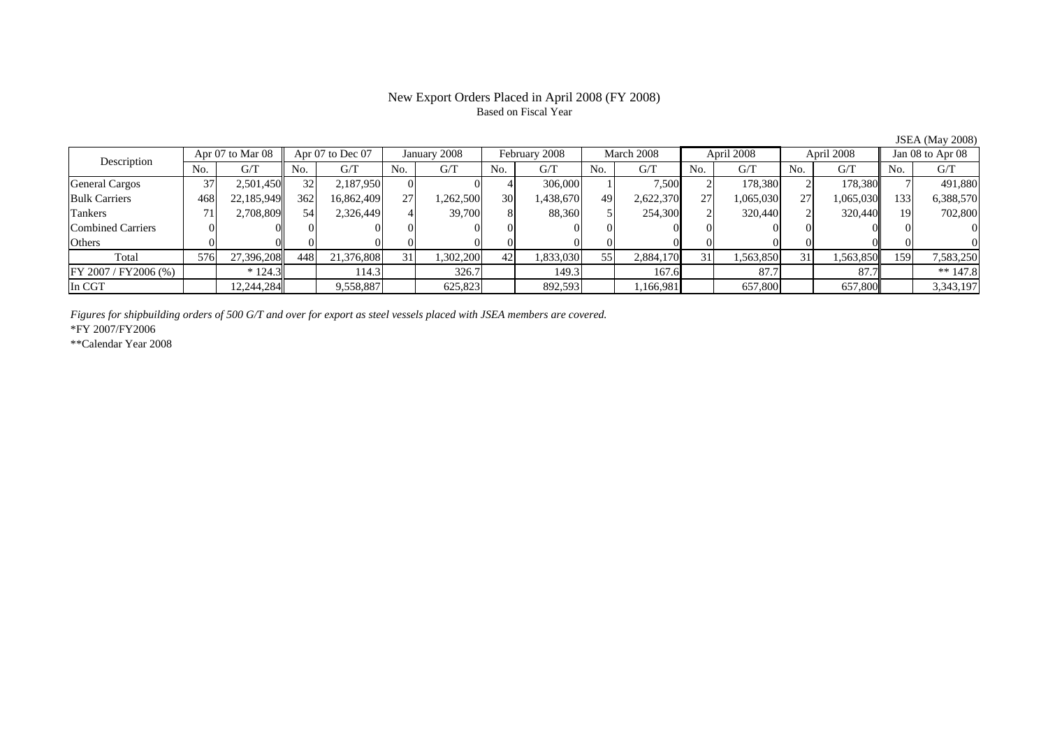# New Export Orders Placed in April 2008 (FY 2008)

Based on Fiscal Year

JSEA (May 2008)

| Description | Apr 07 to Mar 08 | | Apr 07 to Dec 07 | | January 2008 | | February 2008 | | March 2008 | | April 2008 | | April 2008 | | Jan 08 to Apr 08 | |
|---|---|---|---|---|---|---|---|---|---|---|---|---|---|---|---|---|
| | No. | G/T | No. | G/T | No. | G/T | No. | G/T | No. | G/T | No. | G/T | No. | G/T | No. | G/T |
| General Cargos | 37 | 2,501,450 | 32 | 2,187,950 | 0 | 0 | 4 | 306,000 | 1 | 7,500 | 2 | 178,380 | 2 | 178,380 | 7 | 491,880 |
| Bulk Carriers | 468 | 22,185,949 | 362 | 16,862,409 | 27 | 1,262,500 | 30 | 1,438,670 | 49 | 2,622,370 | 27 | 1,065,030 | 27 | 1,065,030 | 133 | 6,388,570 |
| Tankers | 71 | 2,708,809 | 54 | 2,326,449 | 4 | 39,700 | 8 | 88,360 | 5 | 254,300 | 2 | 320,440 | 2 | 320,440 | 19 | 702,800 |
| Combined Carriers | 0 | 0 | 0 | 0 | 0 | 0 | 0 | 0 | 0 | 0 | 0 | 0 | 0 | 0 | 0 | 0 |
| Others | 0 | 0 | 0 | 0 | 0 | 0 | 0 | 0 | 0 | 0 | 0 | 0 | 0 | 0 | 0 | 0 |
| Total | 576 | 27,396,208 | 448 | 21,376,808 | 31 | 1,302,200 | 42 | 1,833,030 | 55 | 2,884,170 | 31 | 1,563,850 | 31 | 1,563,850 | 159 | 7,583,250 |
| FY 2007 / FY2006 (%) | | * 124.3 | | 114.3 | | 326.7 | | 149.3 | | 167.6 | | 87.7 | | 87.7 | | ** 147.8 |
| In CGT | | 12,244,284 | | 9,558,887 | | 625,823 | | 892,593 | | 1,166,981 | | 657,800 | | 657,800 | | 3,343,197 |

*Figures for shipbuilding orders of 500 G/T and over for export as steel vessels placed with JSEA members are covered.*

*FY 2007/FY2006

**Calendar Year 2008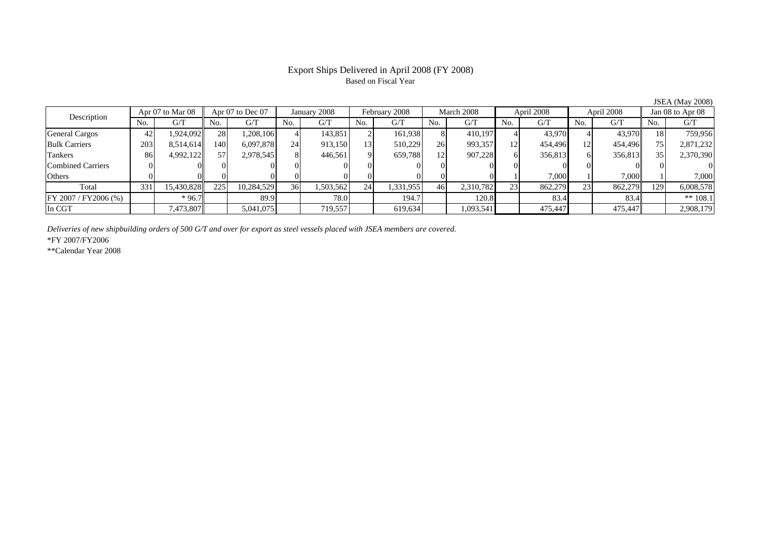# Export Ships Delivered in April 2008 (FY 2008)

Based on Fiscal Year

JSEA (May 2008)

| Description | Apr 07 to Mar 08 | | Apr 07 to Dec 07 | | January 2008 | | February 2008 | | March 2008 | | April 2008 | | April 2008 | | Jan 08 to Apr 08 | |
|---|---|---|---|---|---|---|---|---|---|---|---|---|---|---|---|---|
| | No. | G/T | No. | G/T | No. | G/T | No. | G/T | No. | G/T | No. | G/T | No. | G/T | No. | G/T |
| General Cargos | 42 | 1,924,092 | 28 | 1,208,106 | 4 | 143,851 | 2 | 161,938 | 8 | 410,197 | 4 | 43,970 | 4 | 43,970 | 18 | 759,956 |
| Bulk Carriers | 203 | 8,514,614 | 140 | 6,097,878 | 24 | 913,150 | 13 | 510,229 | 26 | 993,357 | 12 | 454,496 | 12 | 454,496 | 75 | 2,871,232 |
| Tankers | 86 | 4,992,122 | 57 | 2,978,545 | 8 | 446,561 | 9 | 659,788 | 12 | 907,228 | 6 | 356,813 | 6 | 356,813 | 35 | 2,370,390 |
| Combined Carriers | 0 | 0 | 0 | 0 | 0 | 0 | 0 | 0 | 0 | 0 | 0 | 0 | 0 | 0 | 0 | 0 |
| Others | 0 | 0 | 0 | 0 | 0 | 0 | 0 | 0 | 0 | 0 | 1 | 7,000 | 1 | 7,000 | 1 | 7,000 |
| Total | 331 | 15,430,828 | 225 | 10,284,529 | 36 | 1,503,562 | 24 | 1,331,955 | 46 | 2,310,782 | 23 | 862,279 | 23 | 862,279 | 129 | 6,008,578 |
| FY 2007 / FY2006 (%) | | * 96.7 | | 89.9 | | 78.0 | | 194.7 | | 120.8 | | 83.4 | | 83.4 | | ** 108.1 |
| In CGT | | 7,473,807 | | 5,041,075 | | 719,557 | | 619,634 | | 1,093,541 | | 475,447 | | 475,447 | | 2,908,179 |

*Deliveries of new shipbuilding orders of 500 G/T and over for export as steel vessels placed with JSEA members are covered.*

*FY 2007/FY2006

**Calendar Year 2008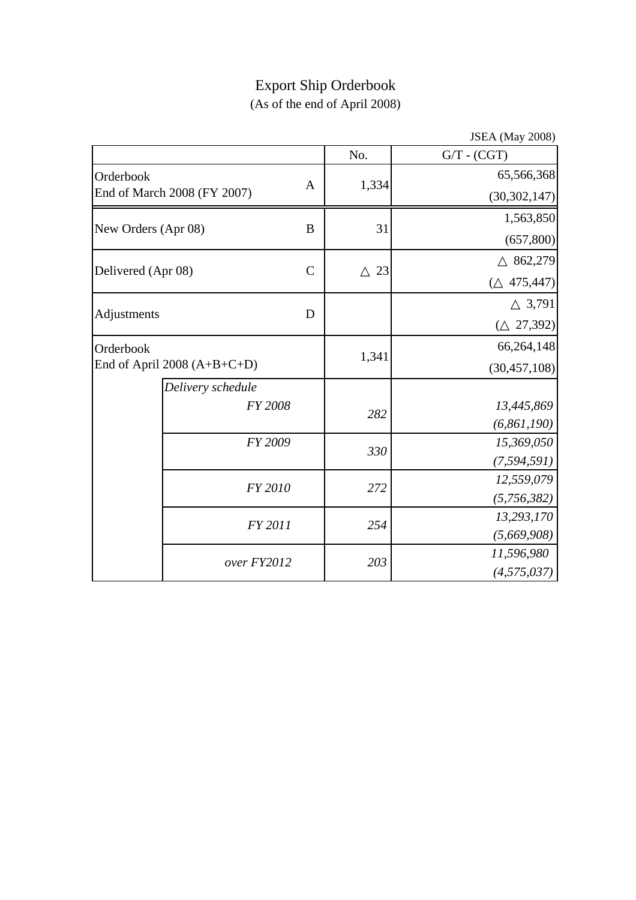# Export Ship Orderbook

(As of the end of April 2008)

JSEA (May 2008)

| | | | No. | G/T - (CGT) |
|---|---|---|---|---|
| Orderbook<br>End of March 2008 (FY 2007) | | A | 1,334 | 65,566,368<br>(30,302,147) |
| New Orders (Apr 08) | | B | 31 | 1,563,850<br>(657,800) |
| Delivered (Apr 08) | | C | △ 23 | △ 862,279<br>(△ 475,447) |
| Adjustments | | D | | △ 3,791<br>(△ 27,392) |
| Orderbook<br>End of April 2008 (A+B+C+D) | | | 1,341 | 66,264,148<br>(30,457,108) |
| | *Delivery schedule*<br>*FY 2008* | | *282* | *13,445,869*<br>*(6,861,190)* |
| | *FY 2009* | | *330* | *15,369,050*<br>*(7,594,591)* |
| | *FY 2010* | | *272* | *12,559,079*<br>*(5,756,382)* |
| | *FY 2011* | | *254* | *13,293,170*<br>*(5,669,908)* |
| | *over FY2012* | | *203* | *11,596,980*<br>*(4,575,037)* |